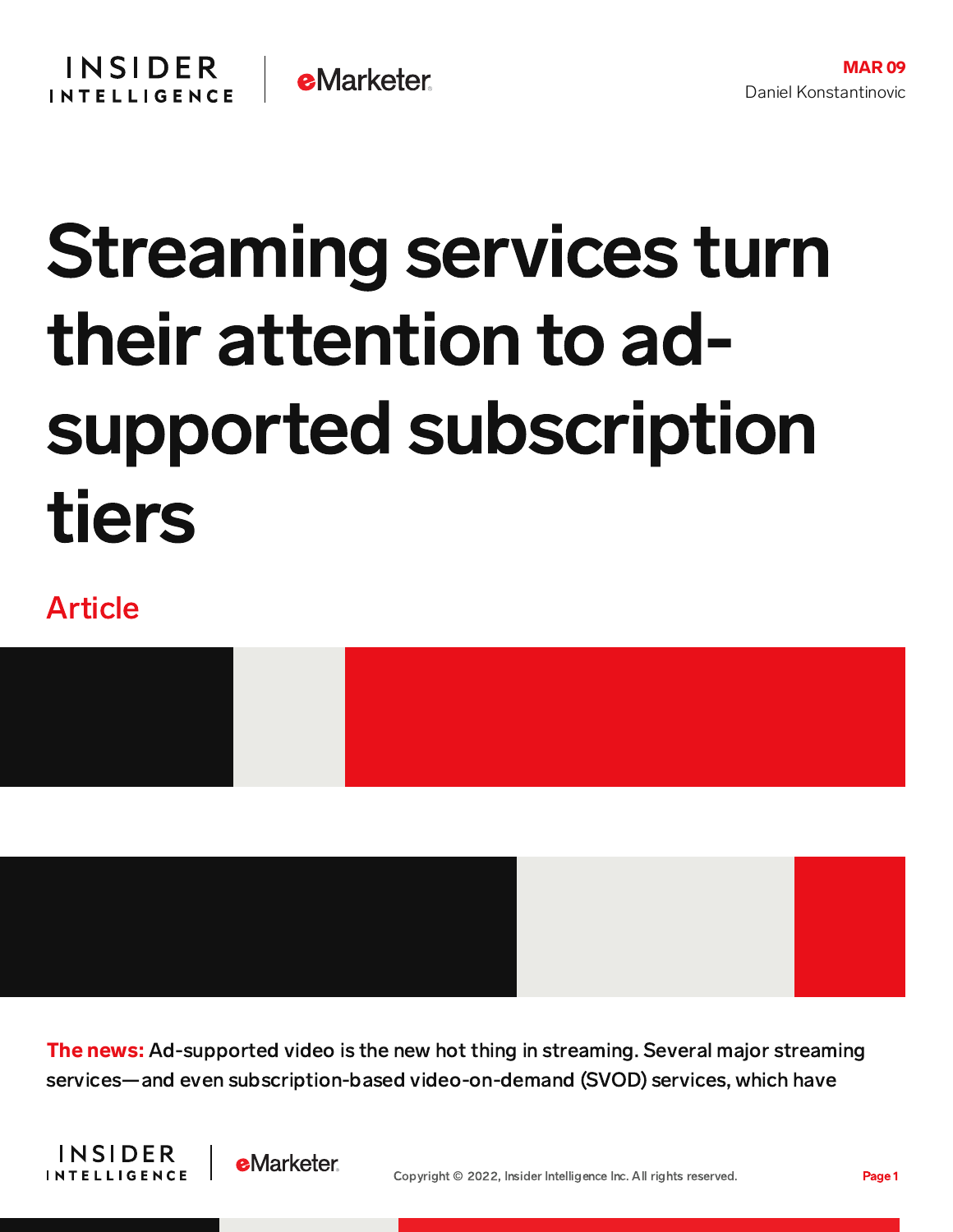MAR 09
Daniel Konstantinovic

# Streaming services turn their attention to ad-supported subscription tiers

Article

**The news:** Ad-supported video is the new hot thing in streaming. Several major streaming services—and even subscription-based video-on-demand (SVOD) services, which have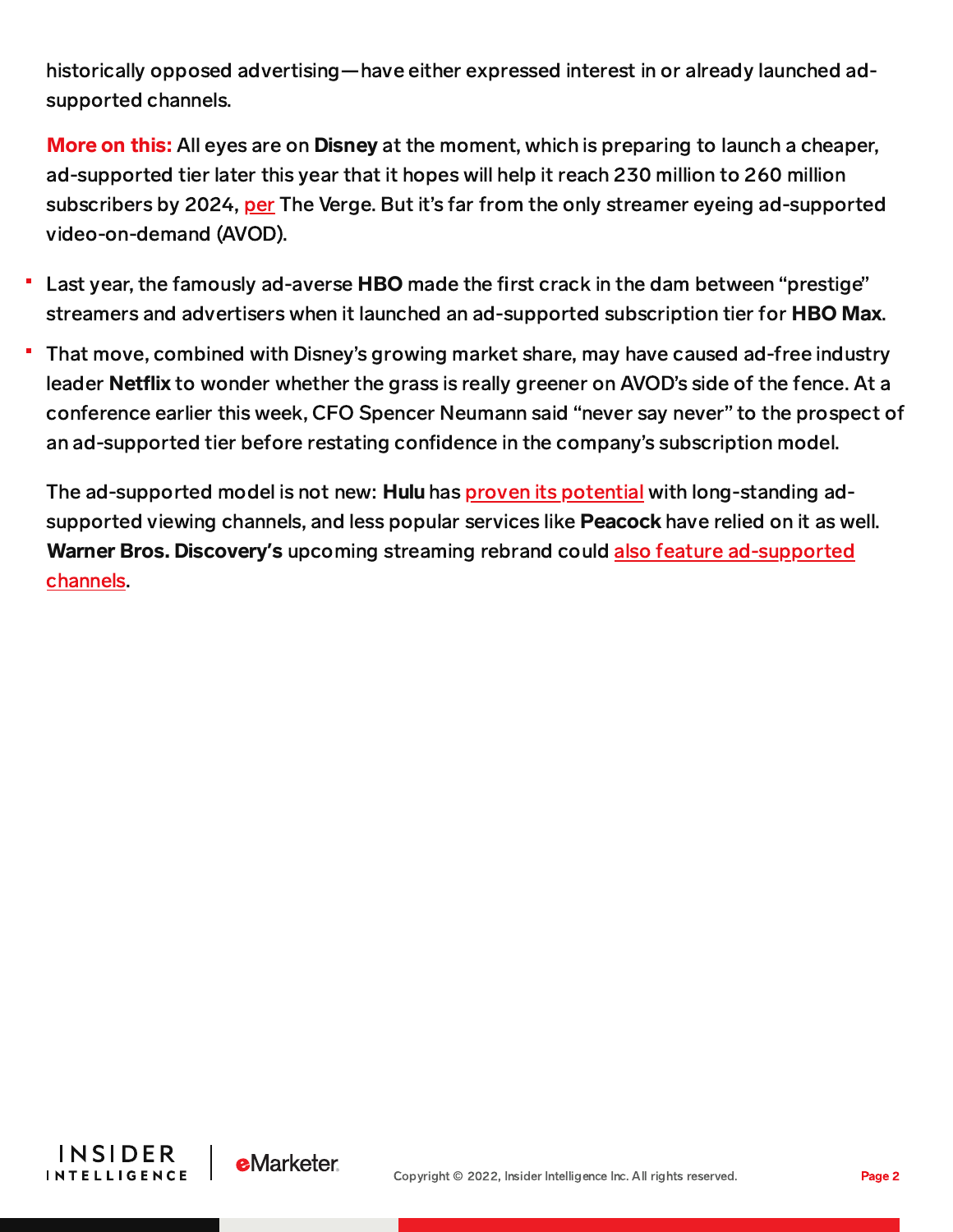historically opposed advertising—have either expressed interest in or already launched ad-supported channels.

**More on this:** All eyes are on **Disney** at the moment, which is preparing to launch a cheaper, ad-supported tier later this year that it hopes will help it reach 230 million to 260 million subscribers by 2024, per The Verge. But it's far from the only streamer eyeing ad-supported video-on-demand (AVOD).

- Last year, the famously ad-averse **HBO** made the first crack in the dam between "prestige" streamers and advertisers when it launched an ad-supported subscription tier for **HBO Max**.
- That move, combined with Disney's growing market share, may have caused ad-free industry leader **Netflix** to wonder whether the grass is really greener on AVOD's side of the fence. At a conference earlier this week, CFO Spencer Neumann said "never say never" to the prospect of an ad-supported tier before restating confidence in the company's subscription model.

The ad-supported model is not new: **Hulu** has proven its potential with long-standing ad-supported viewing channels, and less popular services like **Peacock** have relied on it as well. **Warner Bros. Discovery's** upcoming streaming rebrand could also feature ad-supported channels.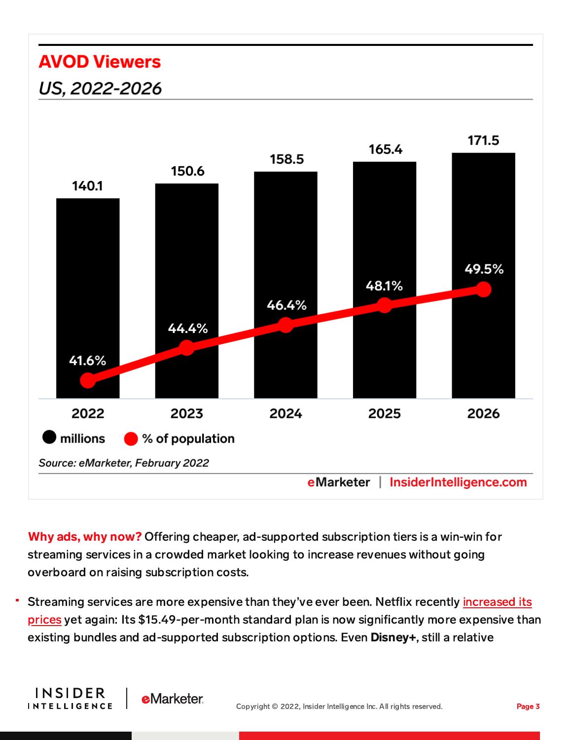## AVOD Viewers

*US, 2022-2026*

| | 2022 | 2023 | 2024 | 2025 | 2026 |
|---|---|---|---|---|---|
| millions | 140.1 | 150.6 | 158.5 | 165.4 | 171.5 |
| % of population | 41.6% | 44.4% | 46.4% | 48.1% | 49.5% |

*Source: eMarketer, February 2022*

eMarketer | InsiderIntelligence.com

**Why ads, why now?** Offering cheaper, ad-supported subscription tiers is a win-win for streaming services in a crowded market looking to increase revenues without going overboard on raising subscription costs.

- Streaming services are more expensive than they've ever been. Netflix recently increased its prices yet again: Its $15.49-per-month standard plan is now significantly more expensive than existing bundles and ad-supported subscription options. Even **Disney+**, still a relative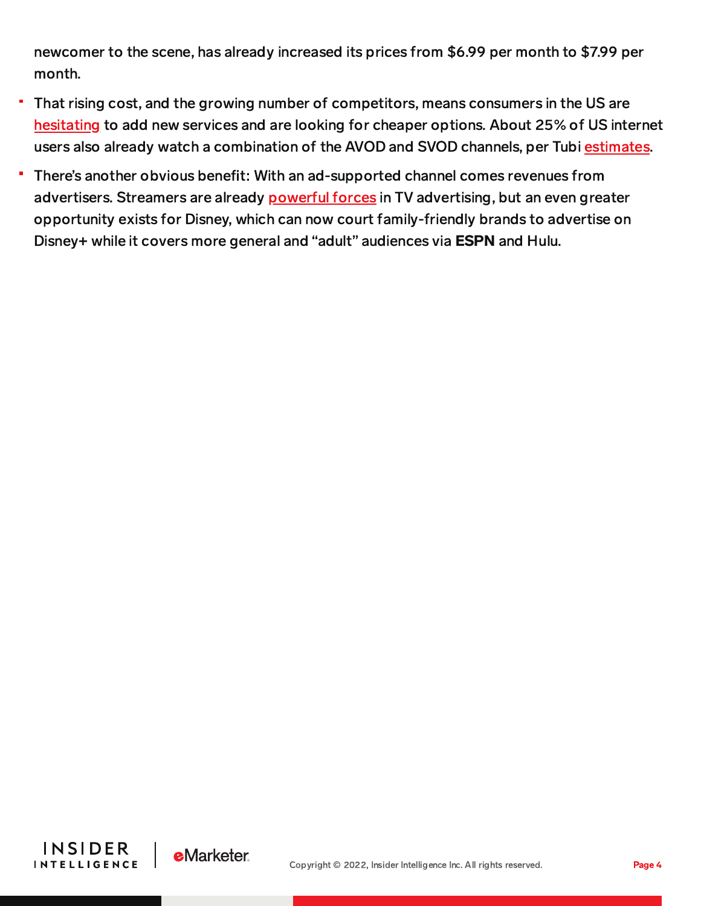newcomer to the scene, has already increased its prices from $6.99 per month to $7.99 per month.

- That rising cost, and the growing number of competitors, means consumers in the US are hesitating to add new services and are looking for cheaper options. About 25% of US internet users also already watch a combination of the AVOD and SVOD channels, per Tubi estimates.
- There's another obvious benefit: With an ad-supported channel comes revenues from advertisers. Streamers are already powerful forces in TV advertising, but an even greater opportunity exists for Disney, which can now court family-friendly brands to advertise on Disney+ while it covers more general and "adult" audiences via **ESPN** and Hulu.